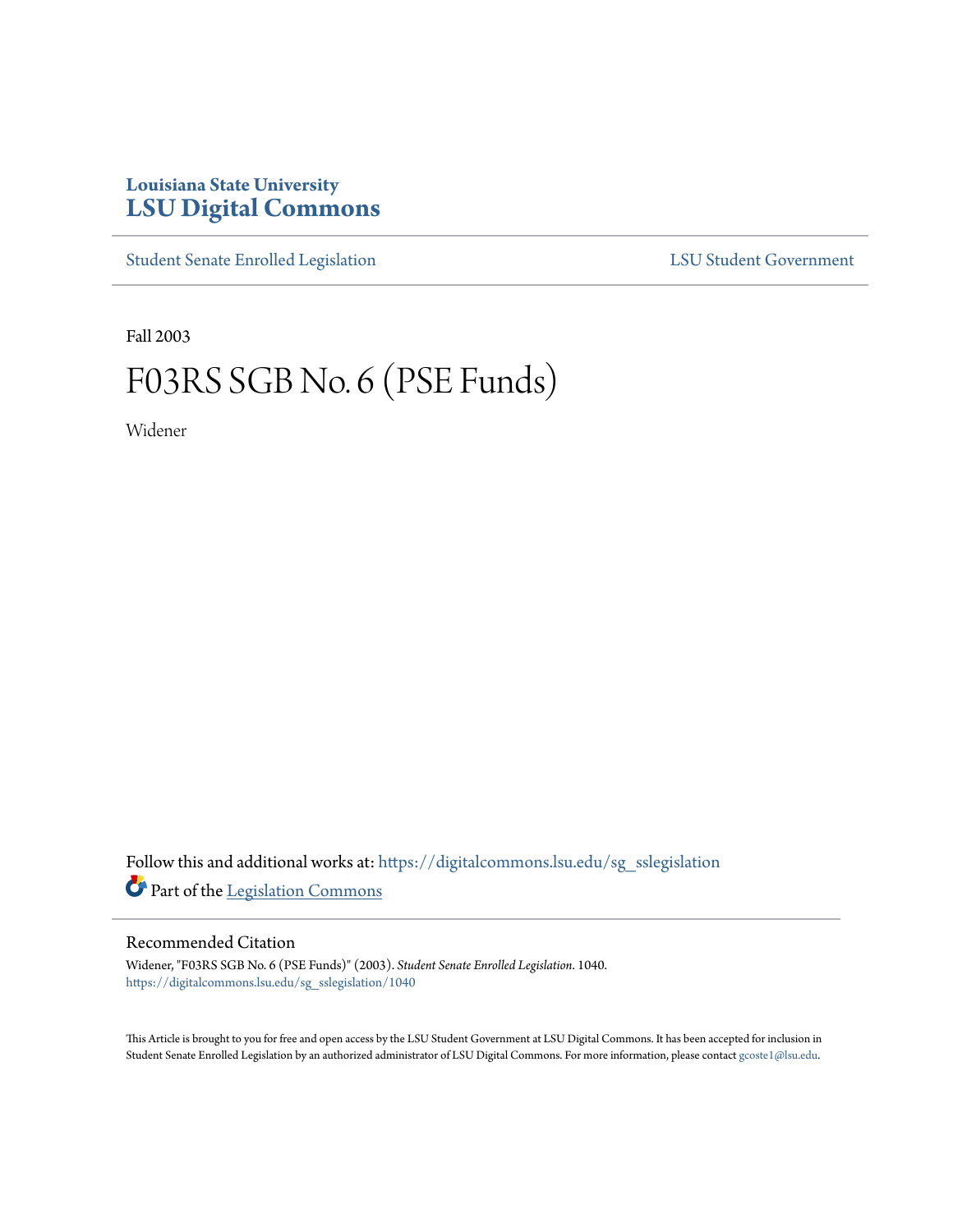Louisiana State University
**LSU Digital Commons**

Student Senate Enrolled Legislation — LSU Student Government

Fall 2003

# F03RS SGB No. 6 (PSE Funds)

Widener

Follow this and additional works at: https://digitalcommons.lsu.edu/sg_sslegislation

Part of the Legislation Commons

## Recommended Citation

Widener, "F03RS SGB No. 6 (PSE Funds)" (2003). *Student Senate Enrolled Legislation*. 1040.
https://digitalcommons.lsu.edu/sg_sslegislation/1040

This Article is brought to you for free and open access by the LSU Student Government at LSU Digital Commons. It has been accepted for inclusion in Student Senate Enrolled Legislation by an authorized administrator of LSU Digital Commons. For more information, please contact gcoste1@lsu.edu.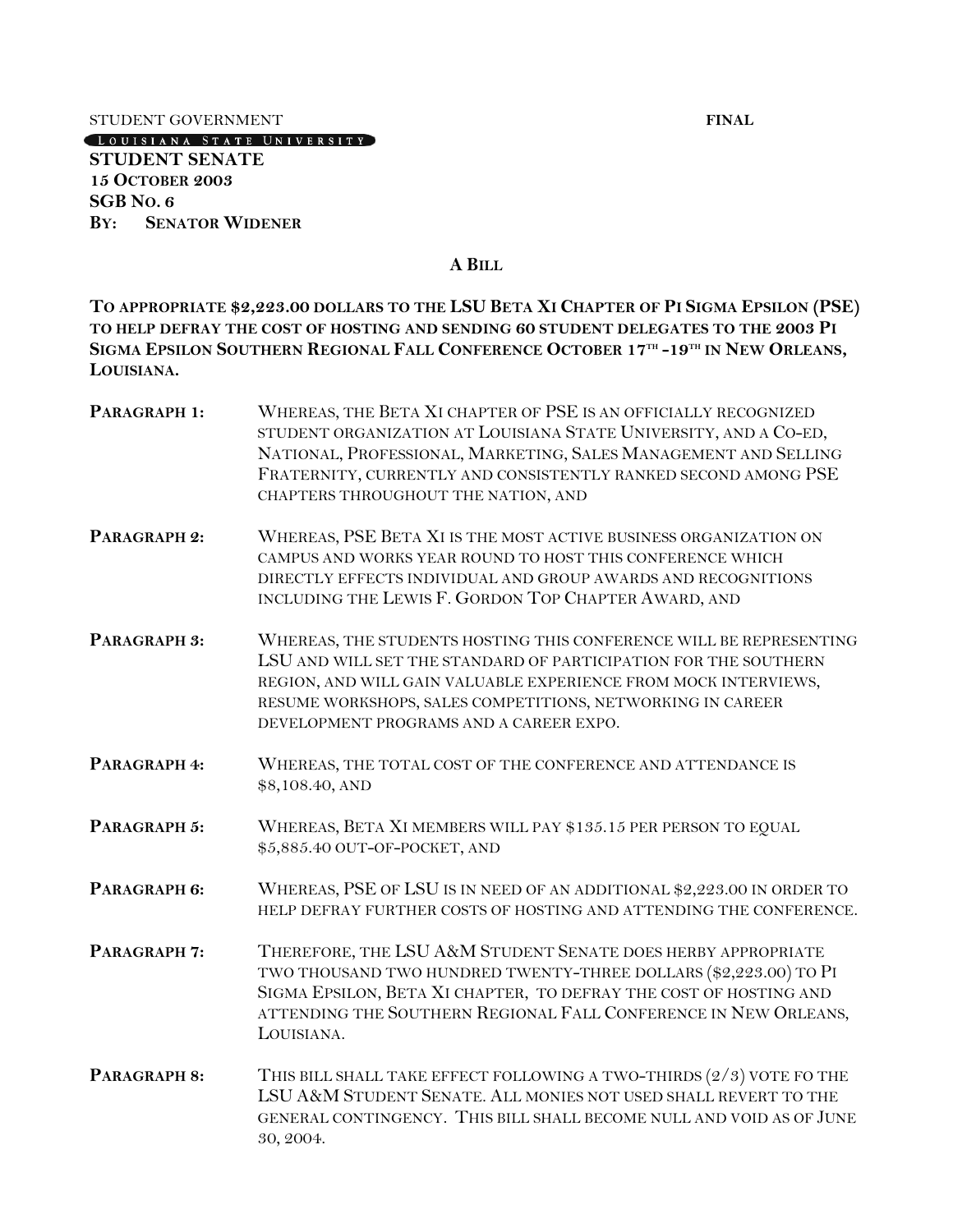STUDENT GOVERNMENT **FINAL**

LOUISIANA STATE UNIVERSITY

**STUDENT SENATE**
**15 OCTOBER 2003**
**SGB NO. 6**
**BY: SENATOR WIDENER**

**A BILL**

**TO APPROPRIATE $2,223.00 DOLLARS TO THE LSU BETA XI CHAPTER OF PI SIGMA EPSILON (PSE) TO HELP DEFRAY THE COST OF HOSTING AND SENDING 60 STUDENT DELEGATES TO THE 2003 PI SIGMA EPSILON SOUTHERN REGIONAL FALL CONFERENCE OCTOBER 17TH -19TH IN NEW ORLEANS, LOUISIANA.**

**PARAGRAPH 1:** WHEREAS, THE BETA XI CHAPTER OF PSE IS AN OFFICIALLY RECOGNIZED STUDENT ORGANIZATION AT LOUISIANA STATE UNIVERSITY, AND A CO-ED, NATIONAL, PROFESSIONAL, MARKETING, SALES MANAGEMENT AND SELLING FRATERNITY, CURRENTLY AND CONSISTENTLY RANKED SECOND AMONG PSE CHAPTERS THROUGHOUT THE NATION, AND

**PARAGRAPH 2:** WHEREAS, PSE BETA XI IS THE MOST ACTIVE BUSINESS ORGANIZATION ON CAMPUS AND WORKS YEAR ROUND TO HOST THIS CONFERENCE WHICH DIRECTLY EFFECTS INDIVIDUAL AND GROUP AWARDS AND RECOGNITIONS INCLUDING THE LEWIS F. GORDON TOP CHAPTER AWARD, AND

**PARAGRAPH 3:** WHEREAS, THE STUDENTS HOSTING THIS CONFERENCE WILL BE REPRESENTING LSU AND WILL SET THE STANDARD OF PARTICIPATION FOR THE SOUTHERN REGION, AND WILL GAIN VALUABLE EXPERIENCE FROM MOCK INTERVIEWS, RESUME WORKSHOPS, SALES COMPETITIONS, NETWORKING IN CAREER DEVELOPMENT PROGRAMS AND A CAREER EXPO.

**PARAGRAPH 4:** WHEREAS, THE TOTAL COST OF THE CONFERENCE AND ATTENDANCE IS $8,108.40, AND

**PARAGRAPH 5:** WHEREAS, BETA XI MEMBERS WILL PAY $135.15 PER PERSON TO EQUAL $5,885.40 OUT-OF-POCKET, AND

**PARAGRAPH 6:** WHEREAS, PSE OF LSU IS IN NEED OF AN ADDITIONAL $2,223.00 IN ORDER TO HELP DEFRAY FURTHER COSTS OF HOSTING AND ATTENDING THE CONFERENCE.

**PARAGRAPH 7:** THEREFORE, THE LSU A&M STUDENT SENATE DOES HERBY APPROPRIATE TWO THOUSAND TWO HUNDRED TWENTY-THREE DOLLARS ($2,223.00) TO PI SIGMA EPSILON, BETA XI CHAPTER, TO DEFRAY THE COST OF HOSTING AND ATTENDING THE SOUTHERN REGIONAL FALL CONFERENCE IN NEW ORLEANS, LOUISIANA.

**PARAGRAPH 8:** THIS BILL SHALL TAKE EFFECT FOLLOWING A TWO-THIRDS (2/3) VOTE FO THE LSU A&M STUDENT SENATE. ALL MONIES NOT USED SHALL REVERT TO THE GENERAL CONTINGENCY. THIS BILL SHALL BECOME NULL AND VOID AS OF JUNE 30, 2004.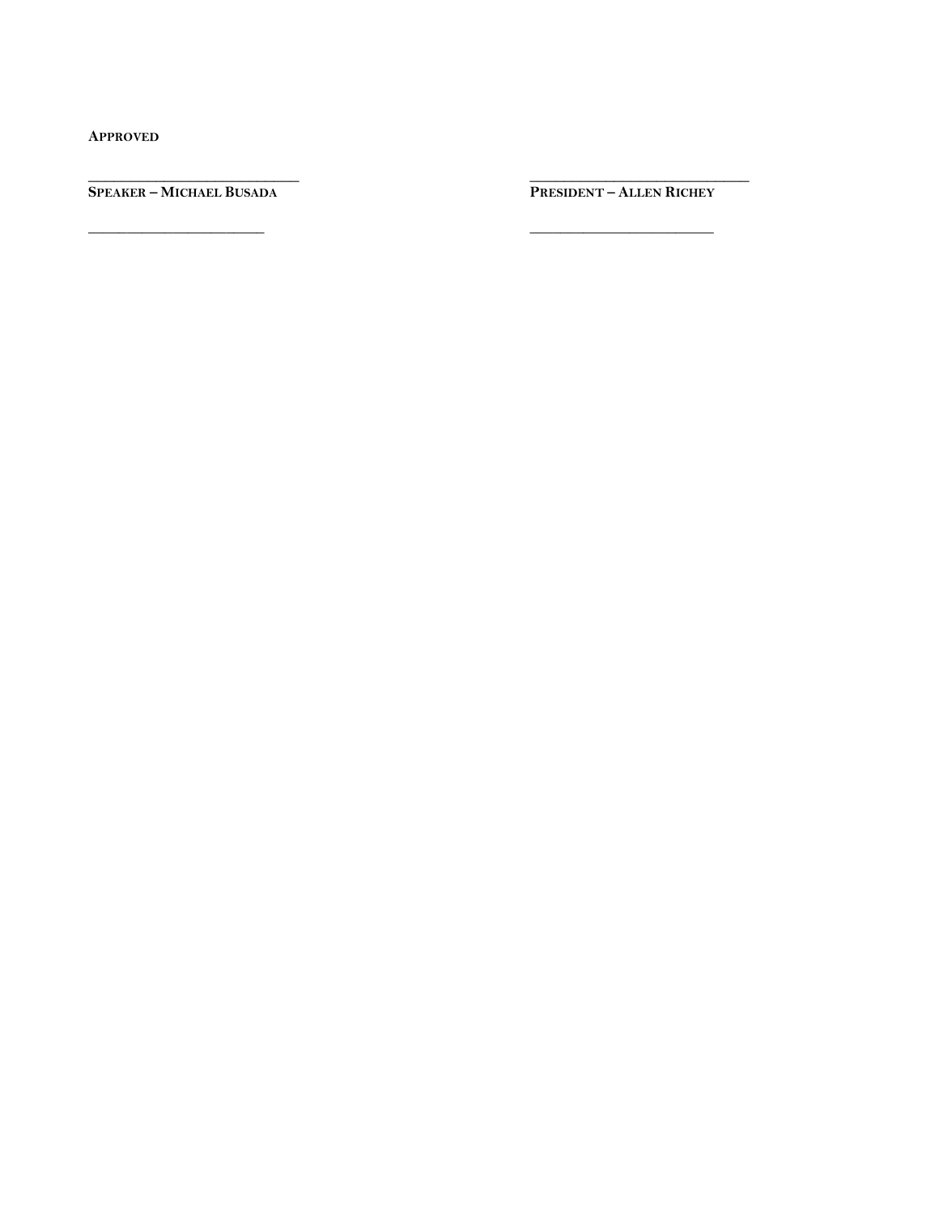**APPROVED**

_____________________________ _____________________________

**SPEAKER – MICHAEL BUSADA** **PRESIDENT – ALLEN RICHEY**

_________________________ _________________________